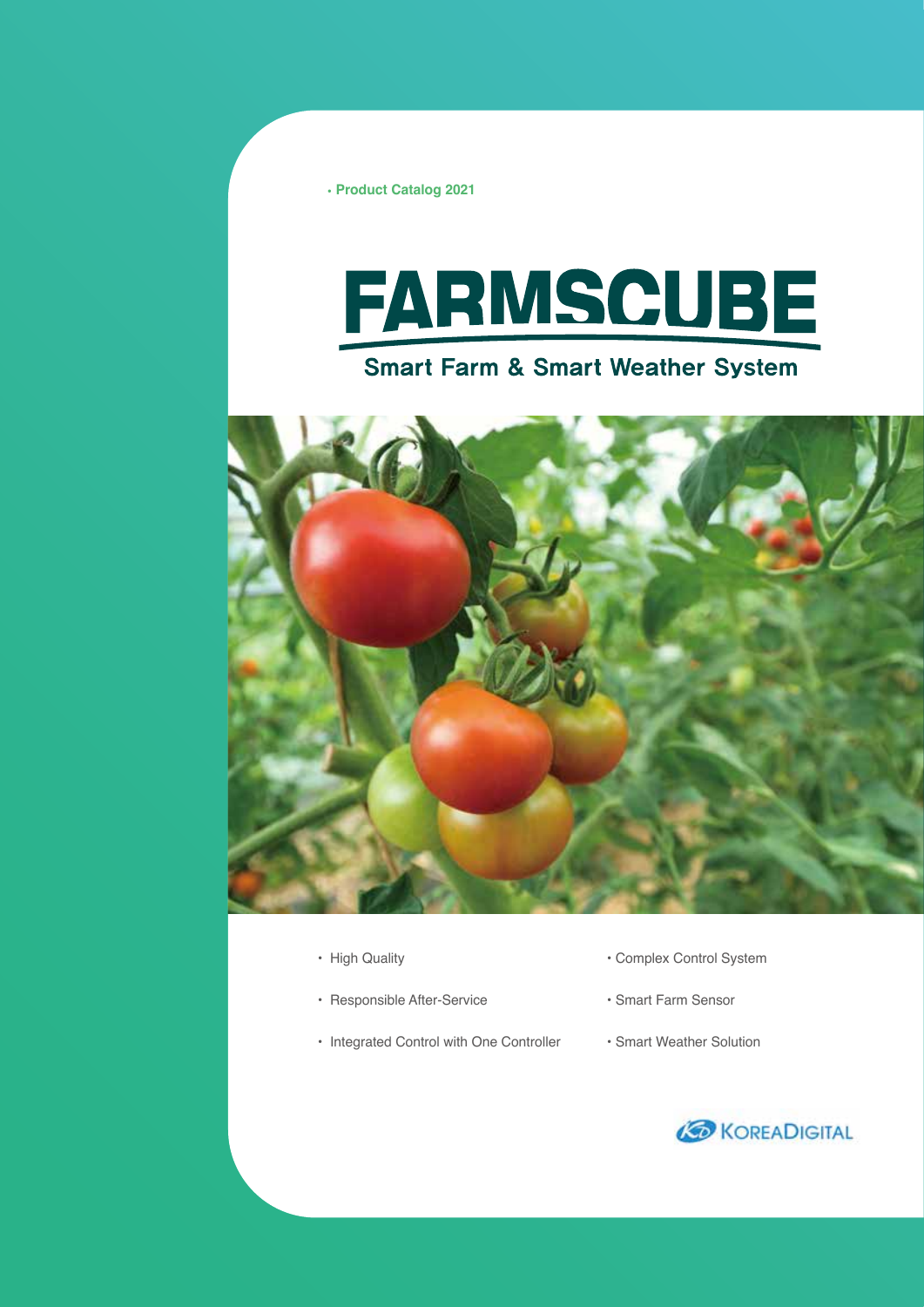• Product Catalog 2021

# FARMSCUBE

## Smart Farm & Smart Weather System

- High Quality
- Responsible After-Service
- Integrated Control with One Controller
- Complex Control System
- Smart Farm Sensor
- Smart Weather Solution

KOREADIGITAL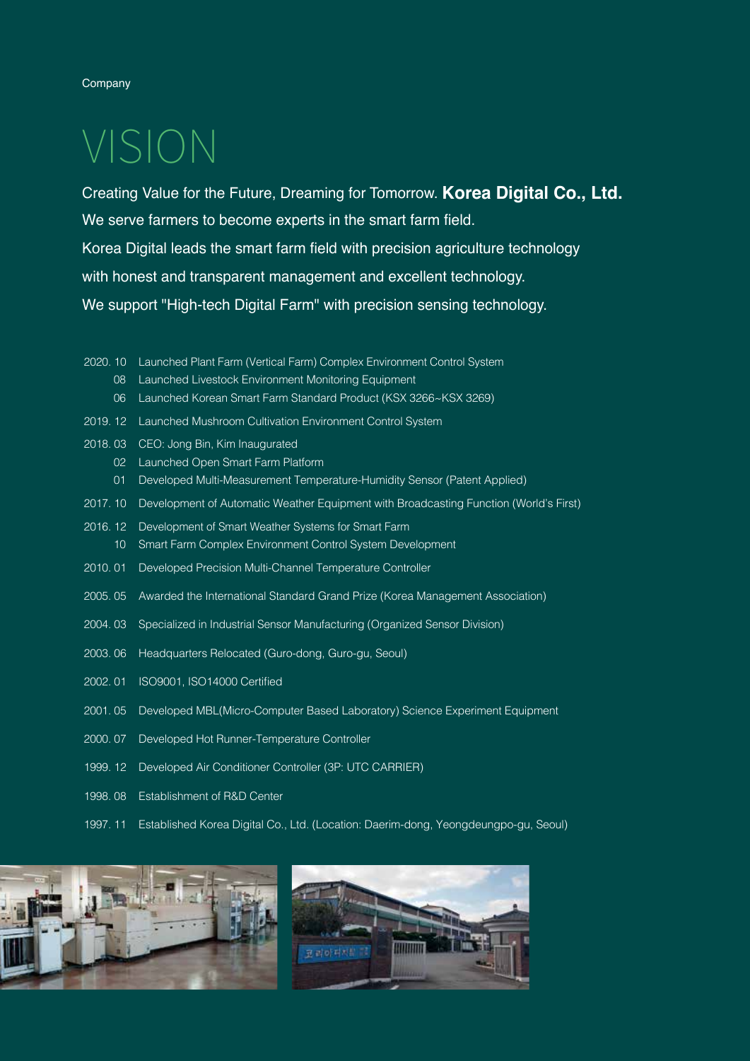Company

# VISION

Creating Value for the Future, Dreaming for Tomorrow. **Korea Digital Co., Ltd.**
We serve farmers to become experts in the smart farm field.
Korea Digital leads the smart farm field with precision agriculture technology
with honest and transparent management and excellent technology.
We support "High-tech Digital Farm" with precision sensing technology.

| | |
|---|---|
| 2020. 10 | Launched Plant Farm (Vertical Farm) Complex Environment Control System |
| 08 | Launched Livestock Environment Monitoring Equipment |
| 06 | Launched Korean Smart Farm Standard Product (KSX 3266~KSX 3269) |
| 2019. 12 | Launched Mushroom Cultivation Environment Control System |
| 2018. 03 | CEO: Jong Bin, Kim Inaugurated |
| 02 | Launched Open Smart Farm Platform |
| 01 | Developed Multi-Measurement Temperature-Humidity Sensor (Patent Applied) |
| 2017. 10 | Development of Automatic Weather Equipment with Broadcasting Function (World's First) |
| 2016. 12 | Development of Smart Weather Systems for Smart Farm |
| 10 | Smart Farm Complex Environment Control System Development |
| 2010. 01 | Developed Precision Multi-Channel Temperature Controller |
| 2005. 05 | Awarded the International Standard Grand Prize (Korea Management Association) |
| 2004. 03 | Specialized in Industrial Sensor Manufacturing (Organized Sensor Division) |
| 2003. 06 | Headquarters Relocated (Guro-dong, Guro-gu, Seoul) |
| 2002. 01 | ISO9001, ISO14000 Certified |
| 2001. 05 | Developed MBL(Micro-Computer Based Laboratory) Science Experiment Equipment |
| 2000. 07 | Developed Hot Runner-Temperature Controller |
| 1999. 12 | Developed Air Conditioner Controller (3P: UTC CARRIER) |
| 1998. 08 | Establishment of R&D Center |
| 1997. 11 | Established Korea Digital Co., Ltd. (Location: Daerim-dong, Yeongdeungpo-gu, Seoul) |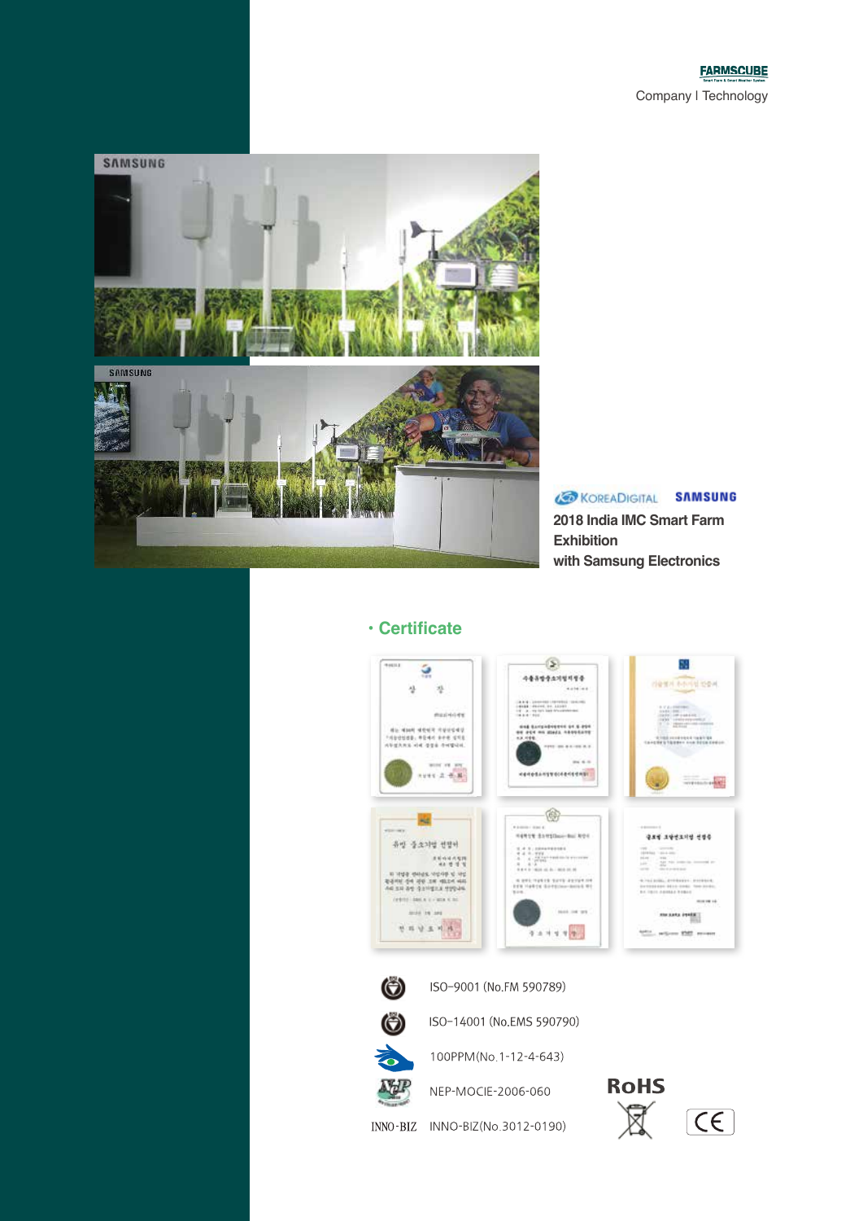KOREADIGITAL SAMSUNG

2018 India IMC Smart Farm Exhibition
with Samsung Electronics

## • Certificate

ISO-9001 (No.FM 590789)

ISO-14001 (No.EMS 590790)

100PPM(No.1-12-4-643)

NEP-MOCIE-2006-060

INNO-BIZ(No.3012-0190)

RoHS

CE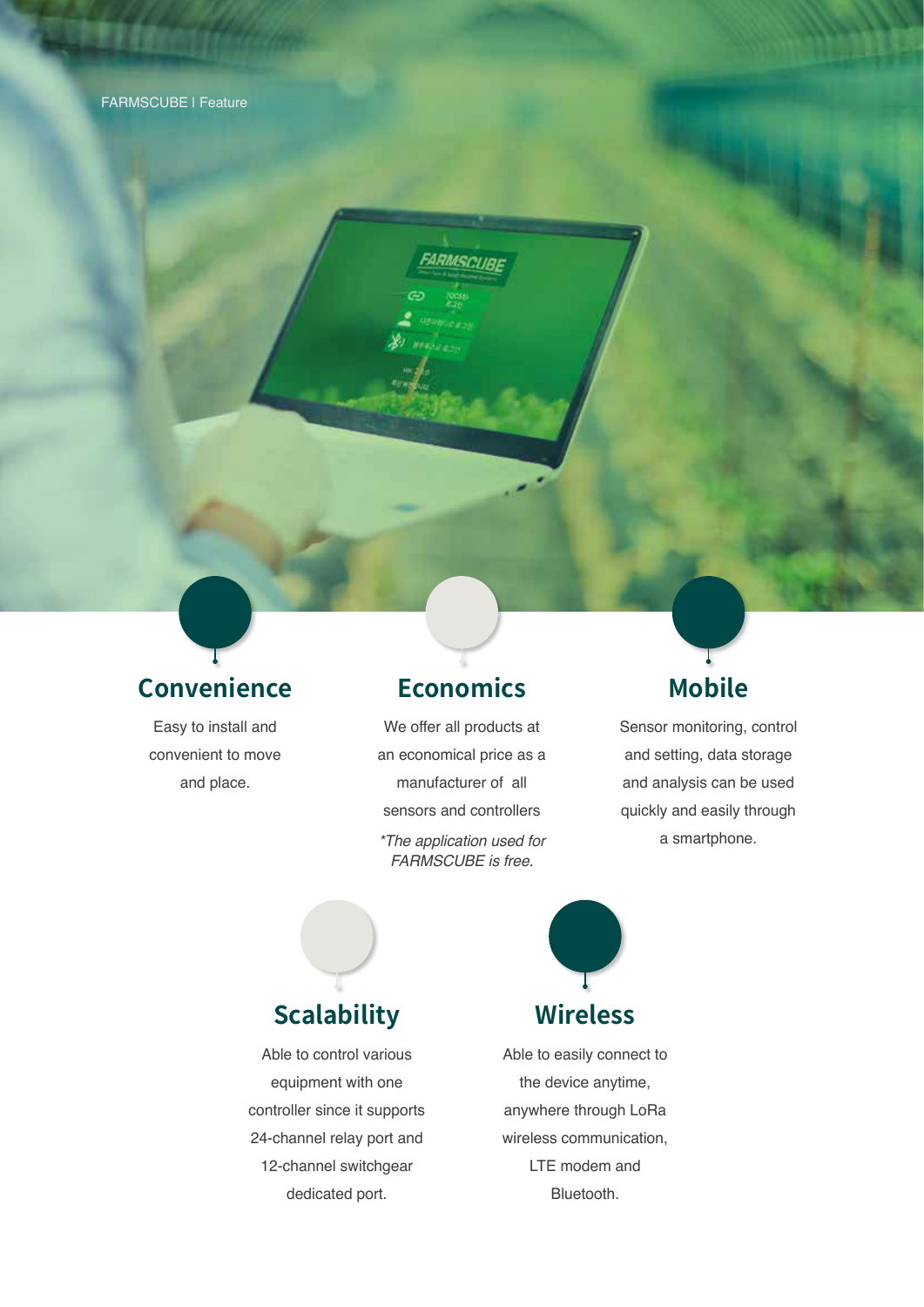## Convenience

Easy to install and convenient to move and place.

## Economics

We offer all products at an economical price as a manufacturer of all sensors and controllers

*\*The application used for FARMSCUBE is free.*

## Mobile

Sensor monitoring, control and setting, data storage and analysis can be used quickly and easily through a smartphone.

## Scalability

Able to control various equipment with one controller since it supports 24-channel relay port and 12-channel switchgear dedicated port.

## Wireless

Able to easily connect to the device anytime, anywhere through LoRa wireless communication, LTE modem and Bluetooth.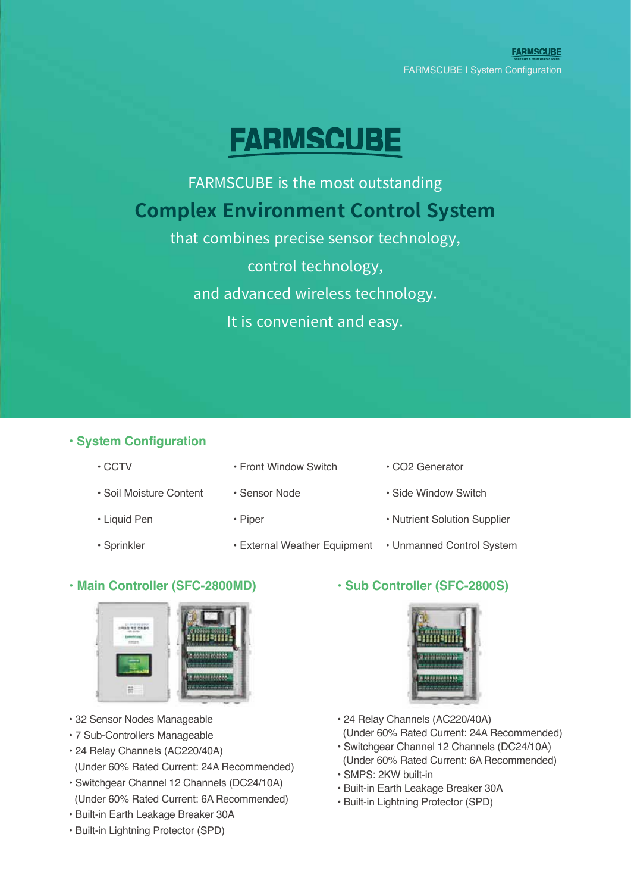# FARMSCUBE

FARMSCUBE is the most outstanding

**Complex Environment Control System**

that combines precise sensor technology,

control technology,

and advanced wireless technology.

It is convenient and easy.

## · System Configuration

- CCTV
- Soil Moisture Content
- Liquid Pen
- Sprinkler
- Front Window Switch
- Sensor Node
- Piper
- External Weather Equipment
- $CO_2$ Generator
- Side Window Switch
- Nutrient Solution Supplier
- Unmanned Control System

## · Main Controller (SFC-2800MD)

- 32 Sensor Nodes Manageable
- 7 Sub-Controllers Manageable
- 24 Relay Channels (AC220/40A)
  (Under 60% Rated Current: 24A Recommended)
- Switchgear Channel 12 Channels (DC24/10A)
  (Under 60% Rated Current: 6A Recommended)
- Built-in Earth Leakage Breaker 30A
- Built-in Lightning Protector (SPD)

## · Sub Controller (SFC-2800S)

- 24 Relay Channels (AC220/40A)
  (Under 60% Rated Current: 24A Recommended)
- Switchgear Channel 12 Channels (DC24/10A)
  (Under 60% Rated Current: 6A Recommended)
- SMPS: 2KW built-in
- Built-in Earth Leakage Breaker 30A
- Built-in Lightning Protector (SPD)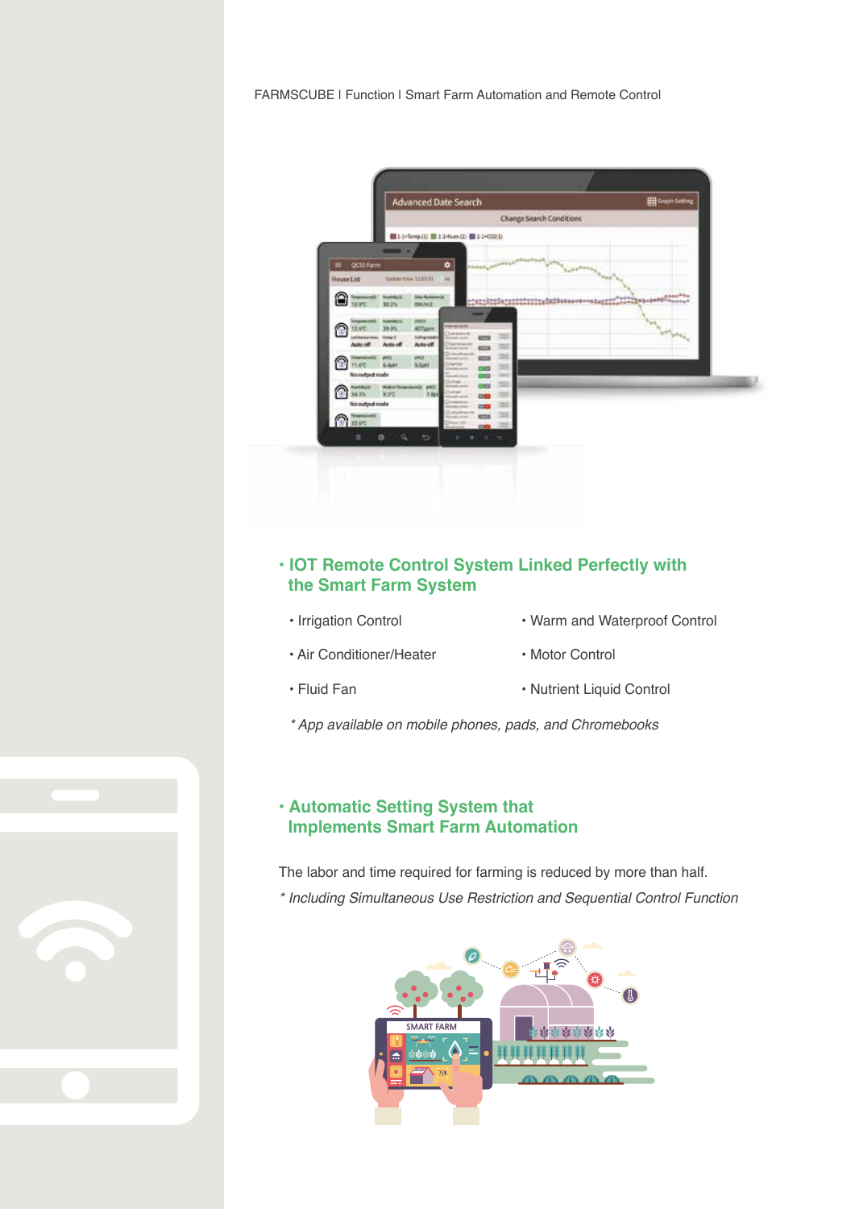FARMSCUBE I Function I Smart Farm Automation and Remote Control

## • IOT Remote Control System Linked Perfectly with the Smart Farm System

- Irrigation Control
- Warm and Waterproof Control
- Air Conditioner/Heater
- Motor Control
- Fluid Fan
- Nutrient Liquid Control

*\* App available on mobile phones, pads, and Chromebooks*

## • Automatic Setting System that Implements Smart Farm Automation

The labor and time required for farming is reduced by more than half.

*\* Including Simultaneous Use Restriction and Sequential Control Function*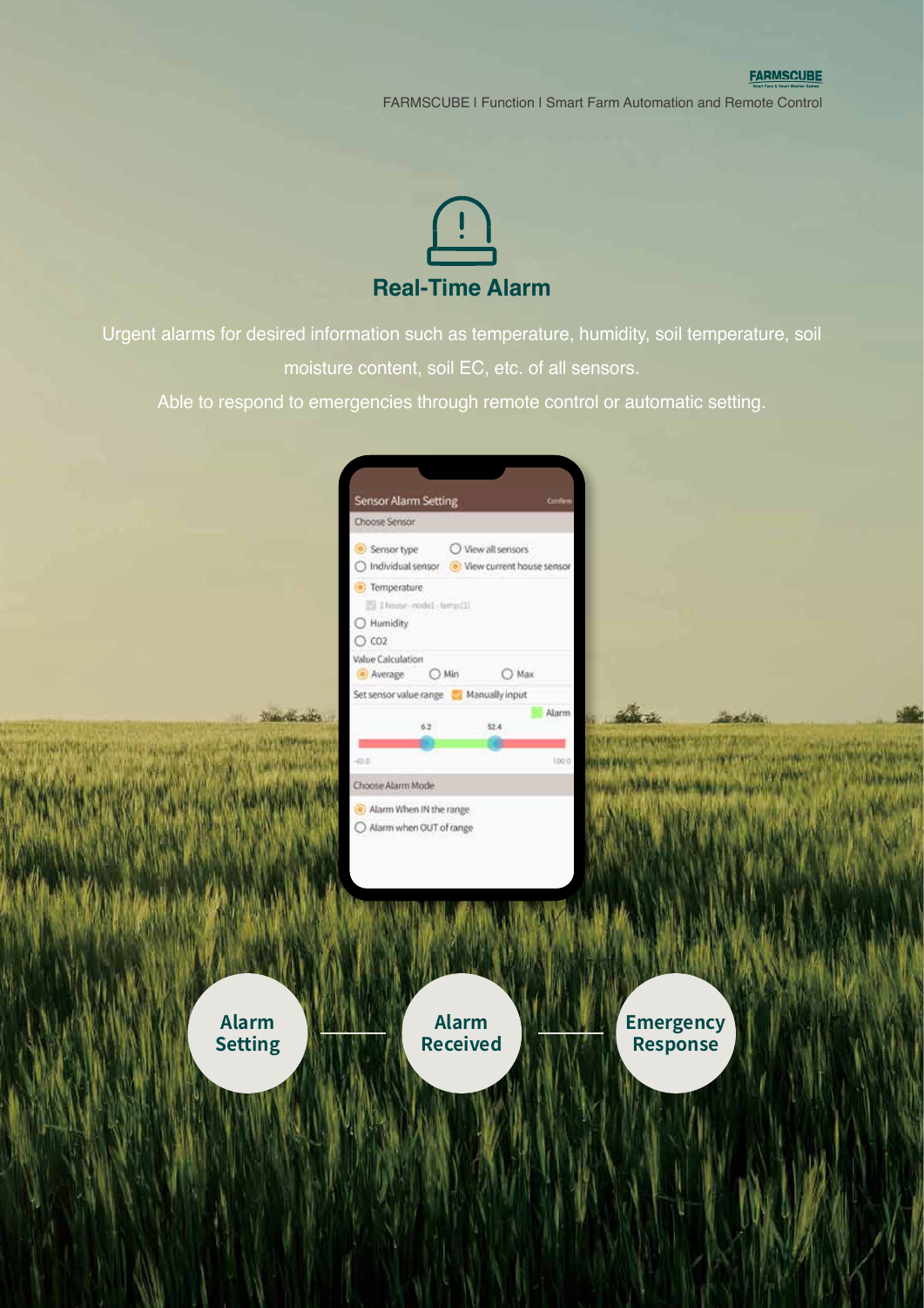## Real-Time Alarm

Urgent alarms for desired information such as temperature, humidity, soil temperature, soil moisture content, soil EC, etc. of all sensors.

Able to respond to emergencies through remote control or automatic setting.

Sensor Alarm Setting

Confirm

Choose Sensor

Sensor type

View all sensors

Individual sensor

View current house sensor

Temperature

1 house - node1 - temp.(1)

Humidity

CO2

Value Calculation

Average

Min

Max

Set sensor value range

Manually input

Alarm

6.2

52.4

-40.0

100.0

Choose Alarm Mode

Alarm When IN the range

Alarm when OUT of range

**Alarm Setting** — **Alarm Received** — **Emergency Response**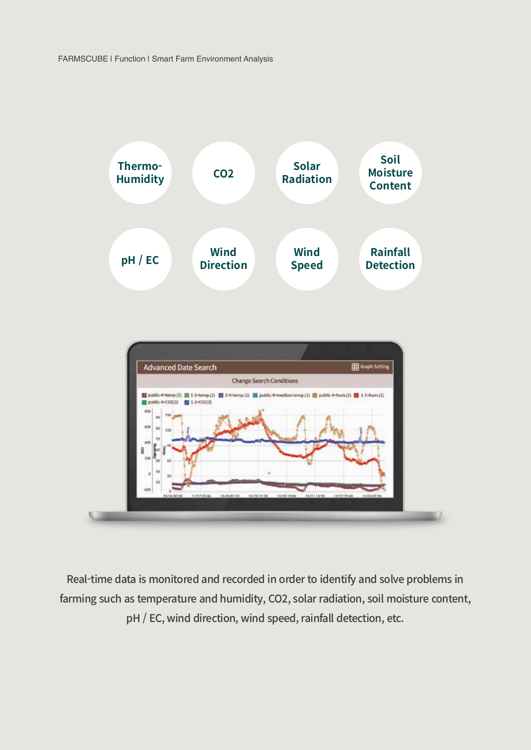FARMSCUBE | Function | Smart Farm Environment Analysis

Thermo-Humidity

$CO_2$

Solar Radiation

Soil Moisture Content

pH / EC

Wind Direction

Wind Speed

Rainfall Detection

Advanced Date Search

Graph Setting

Change Search Conditions

Real-time data is monitored and recorded in order to identify and solve problems in farming such as temperature and humidity, $CO_2$, solar radiation, soil moisture content, pH / EC, wind direction, wind speed, rainfall detection, etc.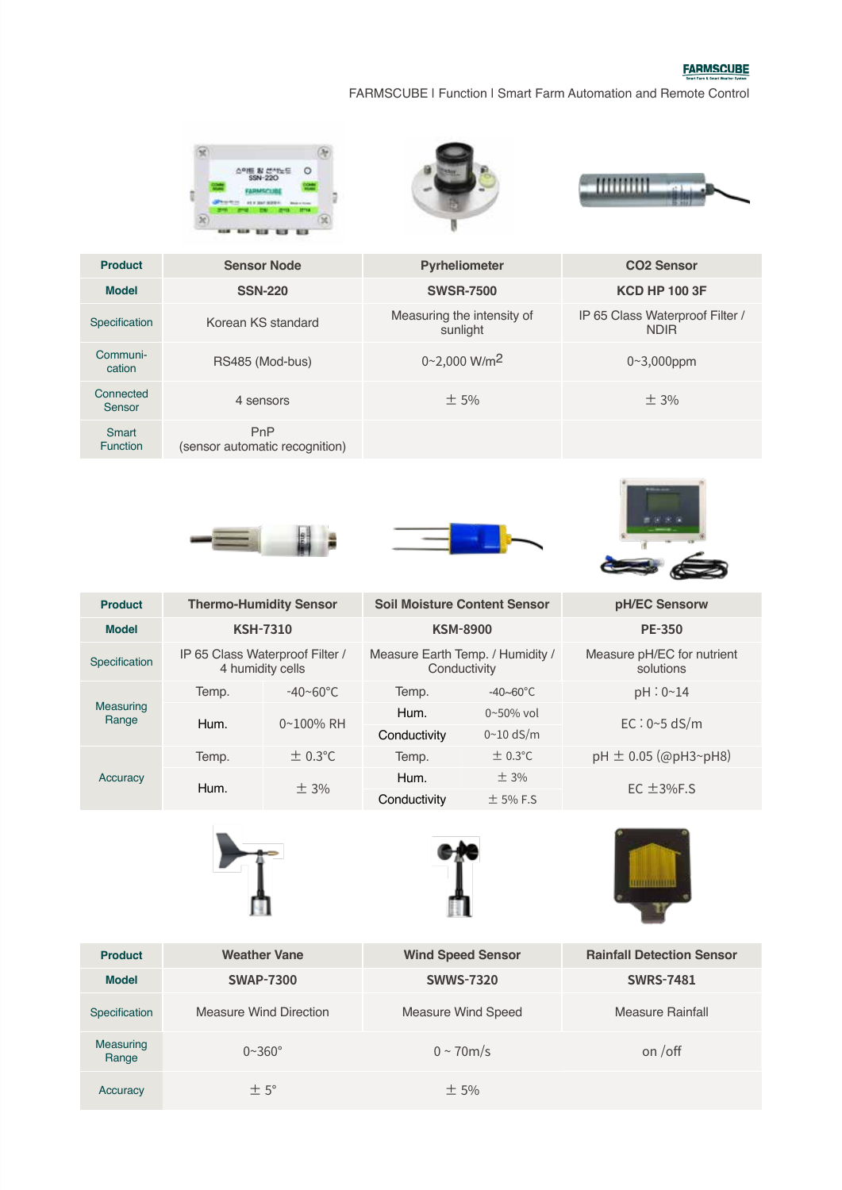| Product | Sensor Node | Pyrheliometer | CO2 Sensor |
|---|---|---|---|
| Model | SSN-220 | SWSR-7500 | KCD HP 100 3F |
| Specification | Korean KS standard | Measuring the intensity of sunlight | IP 65 Class Waterproof Filter / NDIR |
| Communi-cation | RS485 (Mod-bus) | 0~2,000 W/m2 | 0~3,000ppm |
| Connected Sensor | 4 sensors | ± 5% | ± 3% |
| Smart Function | PnP (sensor automatic recognition) | | |

| Product | Thermo-Humidity Sensor | | Soil Moisture Content Sensor | | pH/EC Sensorw |
|---|---|---|---|---|---|
| Model | KSH-7310 | | KSM-8900 | | PE-350 |
| Specification | IP 65 Class Waterproof Filter / 4 humidity cells | | Measure Earth Temp. / Humidity / Conductivity | | Measure pH/EC for nutrient solutions |
| Measuring Range | Temp. | -40~60°C | Temp. | -40~60°C | pH : 0~14 |
| | Hum. | 0~100% RH | Hum. | 0~50% vol | EC : 0~5 dS/m |
| | | | Conductivity | 0~10 dS/m | |
| Accuracy | Temp. | ± 0.3°C | Temp. | ± 0.3°C | pH ± 0.05 (@pH3~pH8) |
| | Hum. | ± 3% | Hum. | ± 3% | EC ±3%F.S |
| | | | Conductivity | ± 5% F.S | |

| Product | Weather Vane | Wind Speed Sensor | Rainfall Detection Sensor |
|---|---|---|---|
| Model | SWAP-7300 | SWWS-7320 | SWRS-7481 |
| Specification | Measure Wind Direction | Measure Wind Speed | Measure Rainfall |
| Measuring Range | 0~360° | 0 ~ 70m/s | on /off |
| Accuracy | ± 5° | ± 5% | |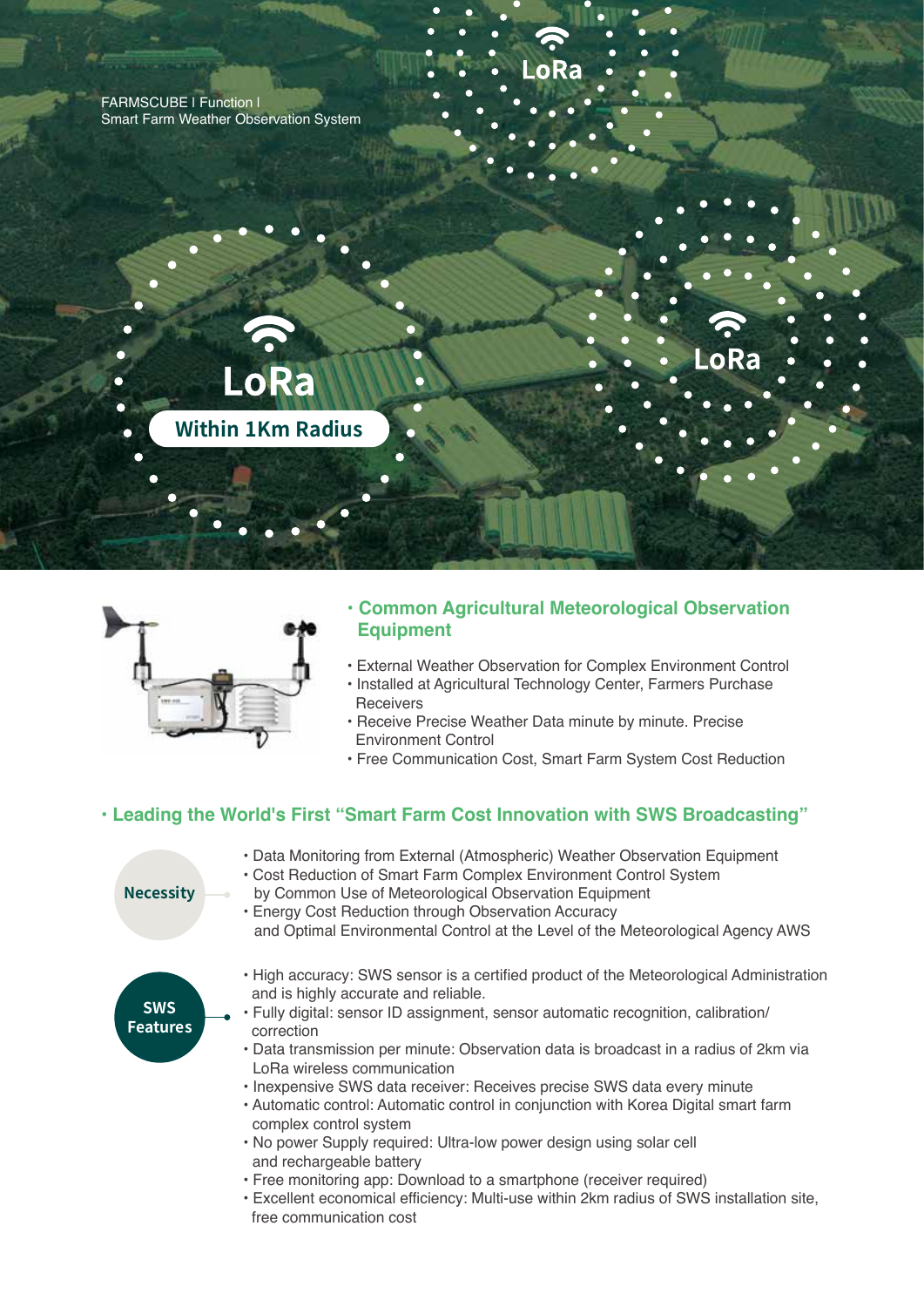FARMSCUBE I Function I
Smart Farm Weather Observation System

LoRa

LoRa

Within 1Km Radius

LoRa

## • Common Agricultural Meteorological Observation Equipment

- External Weather Observation for Complex Environment Control
- Installed at Agricultural Technology Center, Farmers Purchase Receivers
- Receive Precise Weather Data minute by minute. Precise Environment Control
- Free Communication Cost, Smart Farm System Cost Reduction

## • Leading the World's First “Smart Farm Cost Innovation with SWS Broadcasting”

**Necessity**

- Data Monitoring from External (Atmospheric) Weather Observation Equipment
- Cost Reduction of Smart Farm Complex Environment Control System by Common Use of Meteorological Observation Equipment
- Energy Cost Reduction through Observation Accuracy and Optimal Environmental Control at the Level of the Meteorological Agency AWS

**SWS Features**

- High accuracy: SWS sensor is a certified product of the Meteorological Administration and is highly accurate and reliable.
- Fully digital: sensor ID assignment, sensor automatic recognition, calibration/correction
- Data transmission per minute: Observation data is broadcast in a radius of 2km via LoRa wireless communication
- Inexpensive SWS data receiver: Receives precise SWS data every minute
- Automatic control: Automatic control in conjunction with Korea Digital smart farm complex control system
- No power Supply required: Ultra-low power design using solar cell and rechargeable battery
- Free monitoring app: Download to a smartphone (receiver required)
- Excellent economical efficiency: Multi-use within 2km radius of SWS installation site, free communication cost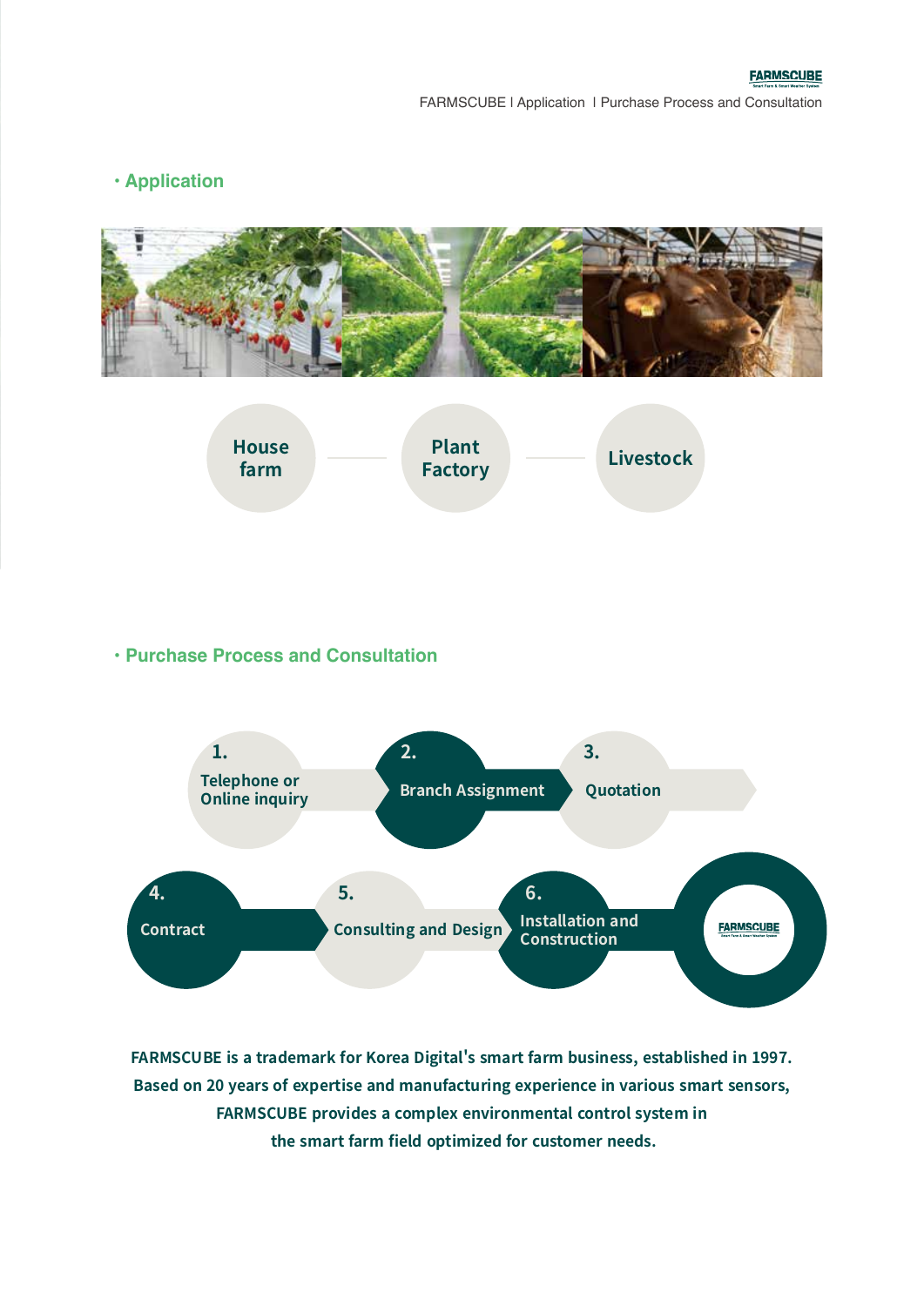## · Application

House farm

Plant Factory

Livestock

## · Purchase Process and Consultation

1. Telephone or Online inquiry
2. Branch Assignment
3. Quotation
4. Contract
5. Consulting and Design
6. Installation and Construction

FARMSCUBE

**FARMSCUBE is a trademark for Korea Digital's smart farm business, established in 1997. Based on 20 years of expertise and manufacturing experience in various smart sensors, FARMSCUBE provides a complex environmental control system in the smart farm field optimized for customer needs.**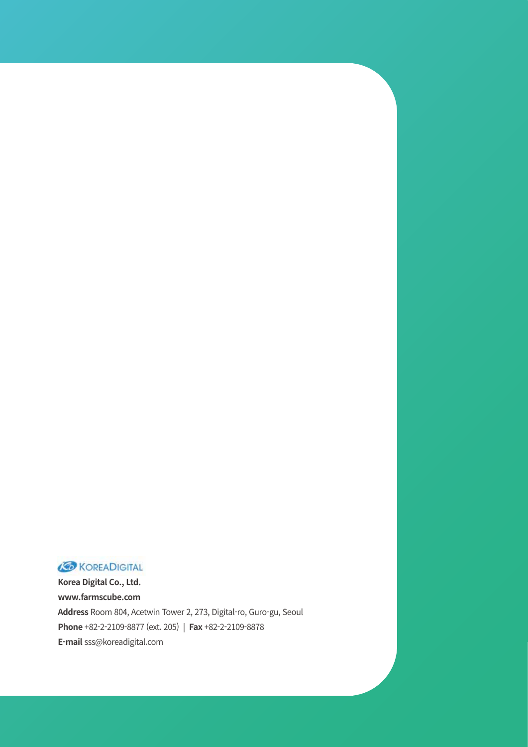KoreaDigital

**Korea Digital Co., Ltd.**

**www.farmscube.com**

**Address** Room 804, Acetwin Tower 2, 273, Digital-ro, Guro-gu, Seoul

**Phone** +82-2-2109-8877 (ext. 205) | **Fax** +82-2-2109-8878

**E-mail** sss@koreadigital.com